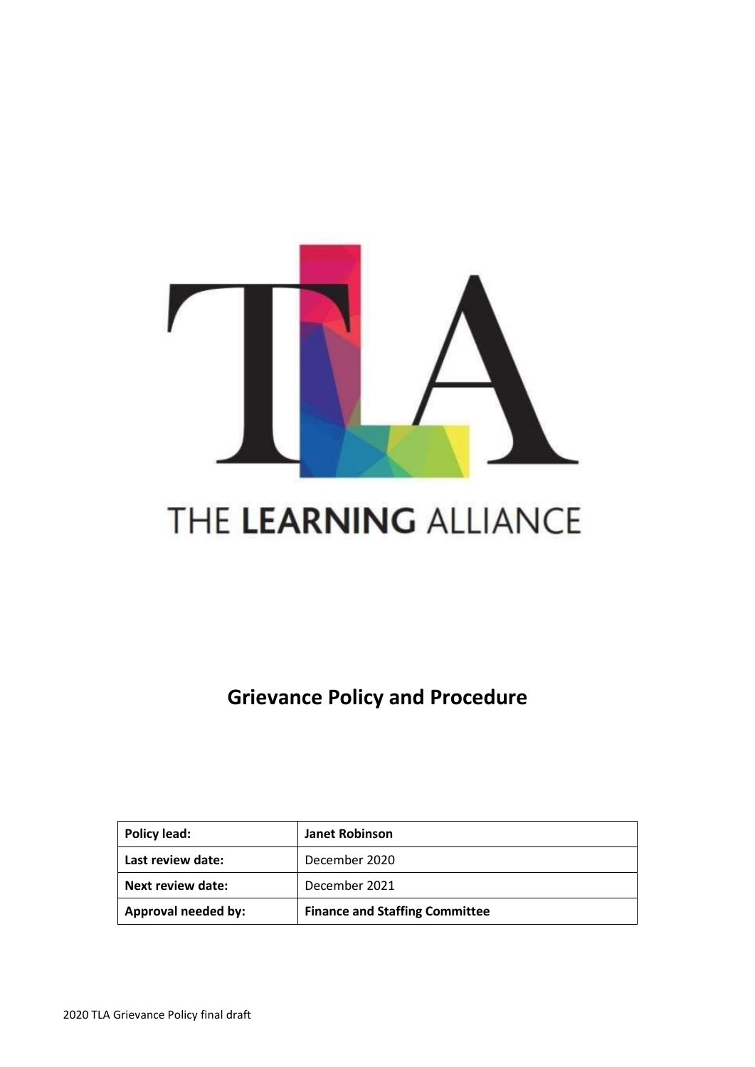THE **LEARNING** ALLIANCE

# Grievance Policy and Procedure

| **Policy lead:** | **Janet Robinson** |
| --- | --- |
| **Last review date:** | December 2020 |
| **Next review date:** | December 2021 |
| **Approval needed by:** | **Finance and Staffing Committee** |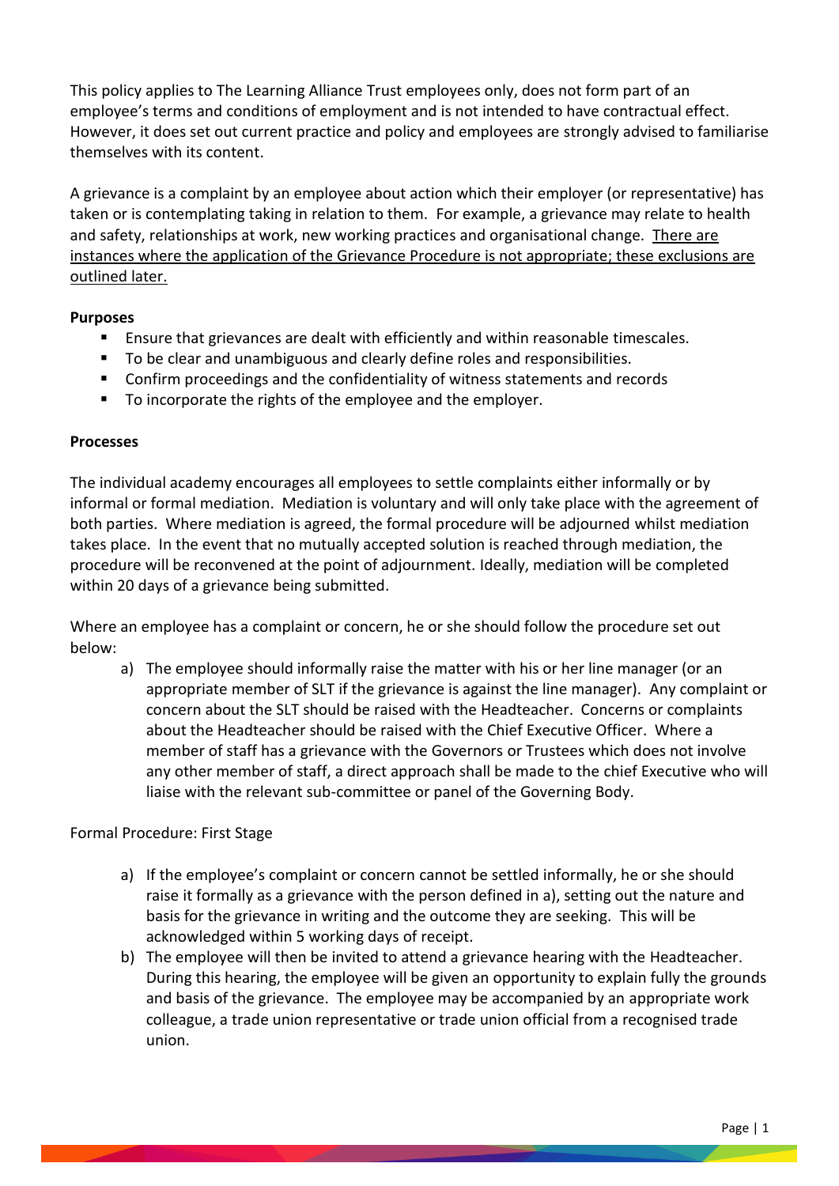This policy applies to The Learning Alliance Trust employees only, does not form part of an employee's terms and conditions of employment and is not intended to have contractual effect. However, it does set out current practice and policy and employees are strongly advised to familiarise themselves with its content.

A grievance is a complaint by an employee about action which their employer (or representative) has taken or is contemplating taking in relation to them. For example, a grievance may relate to health and safety, relationships at work, new working practices and organisational change. <u>There are instances where the application of the Grievance Procedure is not appropriate; these exclusions are outlined later.</u>

**Purposes**

- Ensure that grievances are dealt with efficiently and within reasonable timescales.
- To be clear and unambiguous and clearly define roles and responsibilities.
- Confirm proceedings and the confidentiality of witness statements and records
- To incorporate the rights of the employee and the employer.

**Processes**

The individual academy encourages all employees to settle complaints either informally or by informal or formal mediation. Mediation is voluntary and will only take place with the agreement of both parties. Where mediation is agreed, the formal procedure will be adjourned whilst mediation takes place. In the event that no mutually accepted solution is reached through mediation, the procedure will be reconvened at the point of adjournment. Ideally, mediation will be completed within 20 days of a grievance being submitted.

Where an employee has a complaint or concern, he or she should follow the procedure set out below:

a) The employee should informally raise the matter with his or her line manager (or an appropriate member of SLT if the grievance is against the line manager). Any complaint or concern about the SLT should be raised with the Headteacher. Concerns or complaints about the Headteacher should be raised with the Chief Executive Officer. Where a member of staff has a grievance with the Governors or Trustees which does not involve any other member of staff, a direct approach shall be made to the chief Executive who will liaise with the relevant sub-committee or panel of the Governing Body.

Formal Procedure: First Stage

a) If the employee's complaint or concern cannot be settled informally, he or she should raise it formally as a grievance with the person defined in a), setting out the nature and basis for the grievance in writing and the outcome they are seeking. This will be acknowledged within 5 working days of receipt.
b) The employee will then be invited to attend a grievance hearing with the Headteacher. During this hearing, the employee will be given an opportunity to explain fully the grounds and basis of the grievance. The employee may be accompanied by an appropriate work colleague, a trade union representative or trade union official from a recognised trade union.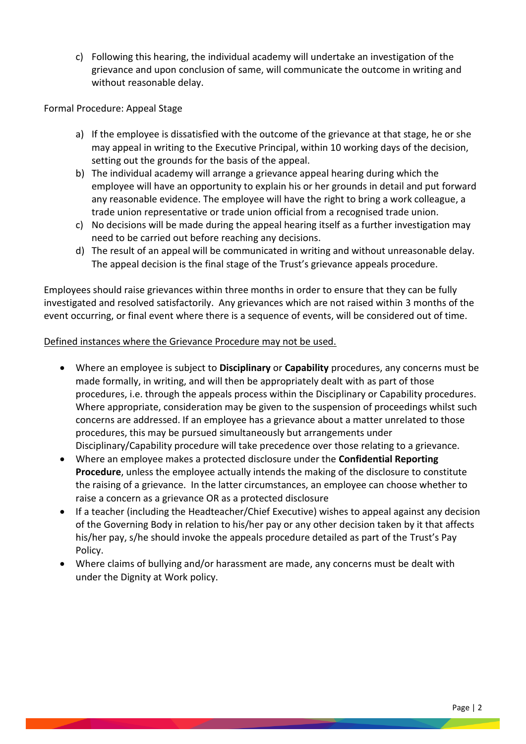c) Following this hearing, the individual academy will undertake an investigation of the grievance and upon conclusion of same, will communicate the outcome in writing and without reasonable delay.

Formal Procedure: Appeal Stage

a) If the employee is dissatisfied with the outcome of the grievance at that stage, he or she may appeal in writing to the Executive Principal, within 10 working days of the decision, setting out the grounds for the basis of the appeal.
b) The individual academy will arrange a grievance appeal hearing during which the employee will have an opportunity to explain his or her grounds in detail and put forward any reasonable evidence. The employee will have the right to bring a work colleague, a trade union representative or trade union official from a recognised trade union.
c) No decisions will be made during the appeal hearing itself as a further investigation may need to be carried out before reaching any decisions.
d) The result of an appeal will be communicated in writing and without unreasonable delay. The appeal decision is the final stage of the Trust's grievance appeals procedure.

Employees should raise grievances within three months in order to ensure that they can be fully investigated and resolved satisfactorily. Any grievances which are not raised within 3 months of the event occurring, or final event where there is a sequence of events, will be considered out of time.

<u>Defined instances where the Grievance Procedure may not be used.</u>

- Where an employee is subject to **Disciplinary** or **Capability** procedures, any concerns must be made formally, in writing, and will then be appropriately dealt with as part of those procedures, i.e. through the appeals process within the Disciplinary or Capability procedures. Where appropriate, consideration may be given to the suspension of proceedings whilst such concerns are addressed. If an employee has a grievance about a matter unrelated to those procedures, this may be pursued simultaneously but arrangements under Disciplinary/Capability procedure will take precedence over those relating to a grievance.
- Where an employee makes a protected disclosure under the **Confidential Reporting Procedure**, unless the employee actually intends the making of the disclosure to constitute the raising of a grievance. In the latter circumstances, an employee can choose whether to raise a concern as a grievance OR as a protected disclosure
- If a teacher (including the Headteacher/Chief Executive) wishes to appeal against any decision of the Governing Body in relation to his/her pay or any other decision taken by it that affects his/her pay, s/he should invoke the appeals procedure detailed as part of the Trust's Pay Policy.
- Where claims of bullying and/or harassment are made, any concerns must be dealt with under the Dignity at Work policy.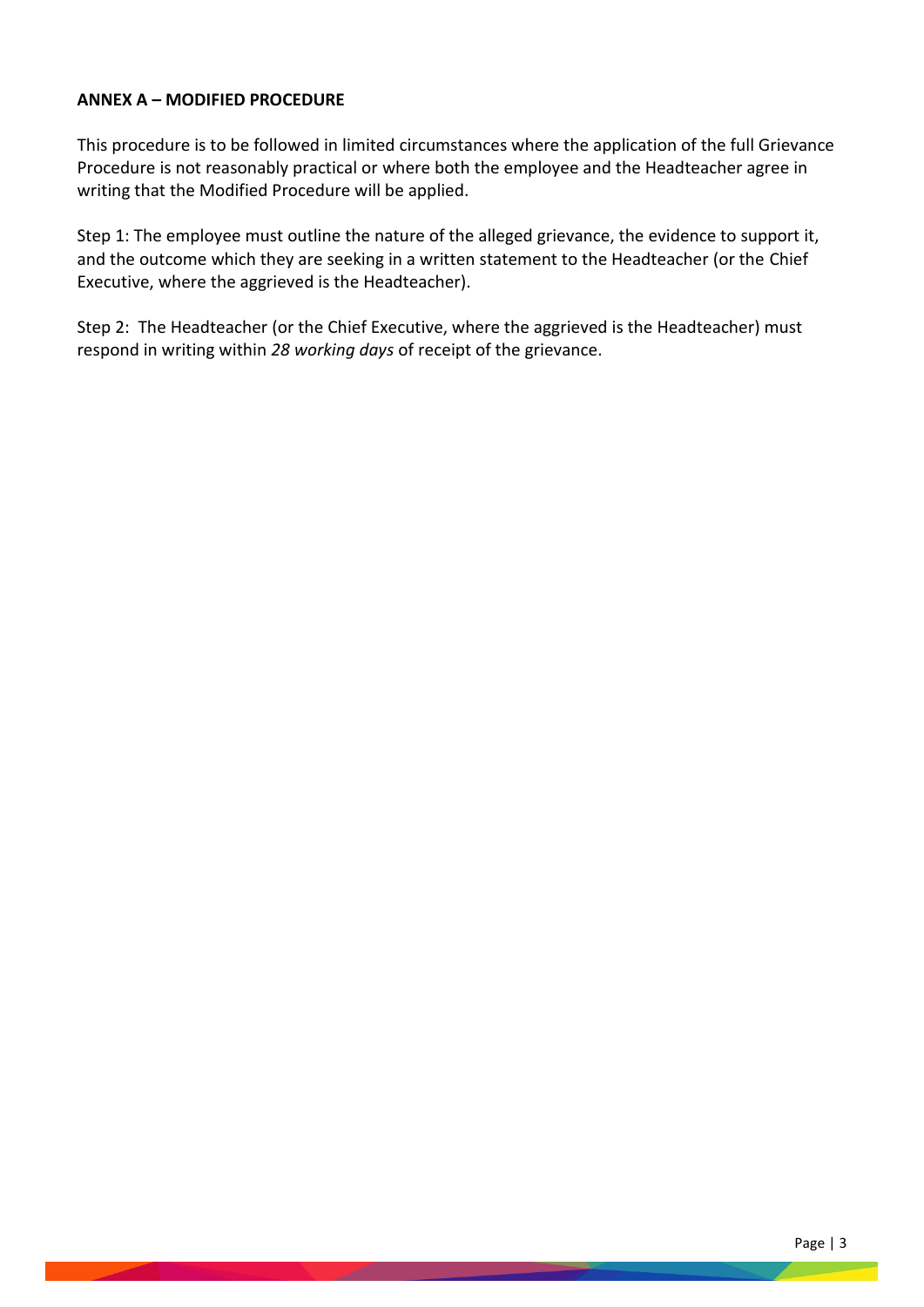**ANNEX A – MODIFIED PROCEDURE**

This procedure is to be followed in limited circumstances where the application of the full Grievance Procedure is not reasonably practical or where both the employee and the Headteacher agree in writing that the Modified Procedure will be applied.

Step 1: The employee must outline the nature of the alleged grievance, the evidence to support it, and the outcome which they are seeking in a written statement to the Headteacher (or the Chief Executive, where the aggrieved is the Headteacher).

Step 2: The Headteacher (or the Chief Executive, where the aggrieved is the Headteacher) must respond in writing within *28 working days* of receipt of the grievance.